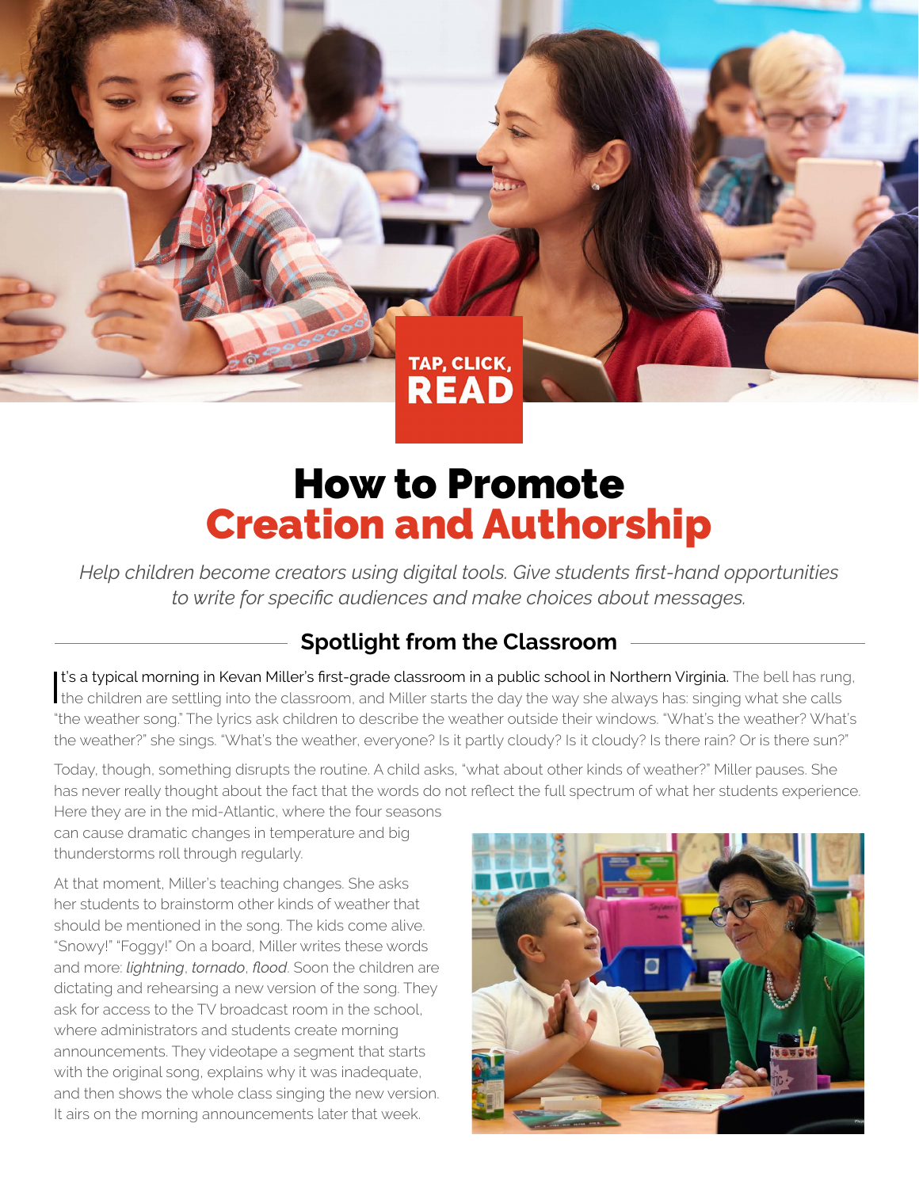TAP, CLICK, READ

# How to Promote Creation and Authorship

*Help children become creators using digital tools. Give students first-hand opportunities to write for specific audiences and make choices about messages.*

## Spotlight from the Classroom

It's a typical morning in Kevan Miller's first-grade classroom in a public school in Northern Virginia. The bell has rung, the children are settling into the classroom, and Miller starts the day the way she always has: singing what she calls "the weather song." The lyrics ask children to describe the weather outside their windows. "What's the weather? What's the weather?" she sings. "What's the weather, everyone? Is it partly cloudy? Is it cloudy? Is there rain? Or is there sun?"

Today, though, something disrupts the routine. A child asks, "what about other kinds of weather?" Miller pauses. She has never really thought about the fact that the words do not reflect the full spectrum of what her students experience. Here they are in the mid-Atlantic, where the four seasons can cause dramatic changes in temperature and big thunderstorms roll through regularly.

At that moment, Miller's teaching changes. She asks her students to brainstorm other kinds of weather that should be mentioned in the song. The kids come alive. "Snowy!" "Foggy!" On a board, Miller writes these words and more: *lightning*, *tornado*, *flood*. Soon the children are dictating and rehearsing a new version of the song. They ask for access to the TV broadcast room in the school, where administrators and students create morning announcements. They videotape a segment that starts with the original song, explains why it was inadequate, and then shows the whole class singing the new version. It airs on the morning announcements later that week.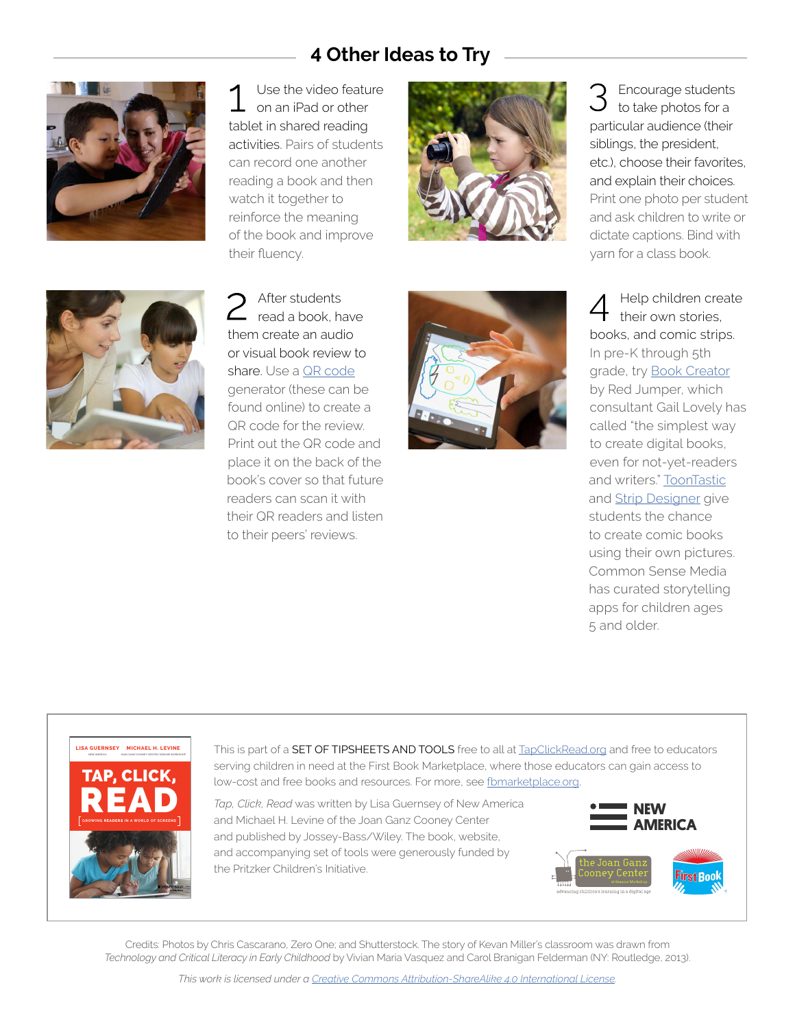## 4 Other Ideas to Try

1 Use the video feature on an iPad or other tablet in shared reading activities. Pairs of students can record one another reading a book and then watch it together to reinforce the meaning of the book and improve their fluency.

2 After students read a book, have them create an audio or visual book review to share. Use a QR code generator (these can be found online) to create a QR code for the review. Print out the QR code and place it on the back of the book's cover so that future readers can scan it with their QR readers and listen to their peers' reviews.

3 Encourage students to take photos for a particular audience (their siblings, the president, etc.), choose their favorites, and explain their choices. Print one photo per student and ask children to write or dictate captions. Bind with yarn for a class book.

4 Help children create their own stories, books, and comic strips. In pre-K through 5th grade, try Book Creator by Red Jumper, which consultant Gail Lovely has called "the simplest way to create digital books, even for not-yet-readers and writers." ToonTastic and Strip Designer give students the chance to create comic books using their own pictures. Common Sense Media has curated storytelling apps for children ages 5 and older.

---

This is part of a SET OF TIPSHEETS AND TOOLS free to all at TapClickRead.org and free to educators serving children in need at the First Book Marketplace, where those educators can gain access to low-cost and free books and resources. For more, see fbmarketplace.org.

*Tap, Click, Read* was written by Lisa Guernsey of New America and Michael H. Levine of the Joan Ganz Cooney Center and published by Jossey-Bass/Wiley. The book, website, and accompanying set of tools were generously funded by the Pritzker Children's Initiative.

Credits: Photos by Chris Cascarano, Zero One; and Shutterstock. The story of Kevan Miller's classroom was drawn from *Technology and Critical Literacy in Early Childhood* by Vivian Maria Vasquez and Carol Branigan Felderman (NY: Routledge, 2013).

*This work is licensed under a Creative Commons Attribution-ShareAlike 4.0 International License.*